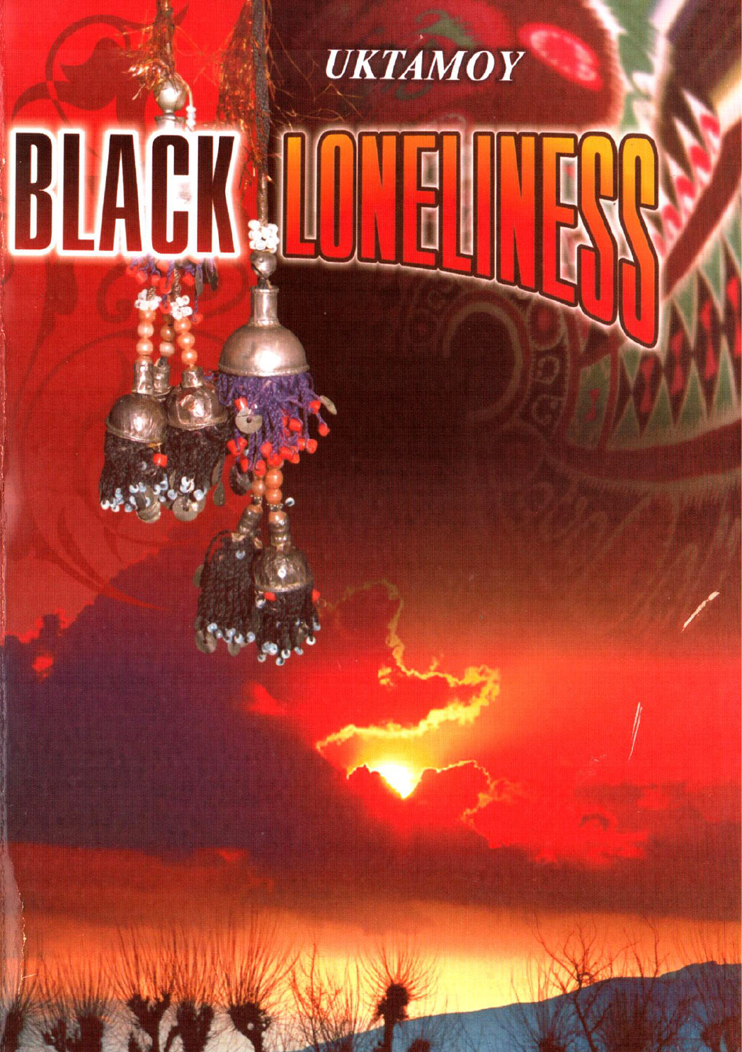*UKTAMOY*

# BLACK LONELINESS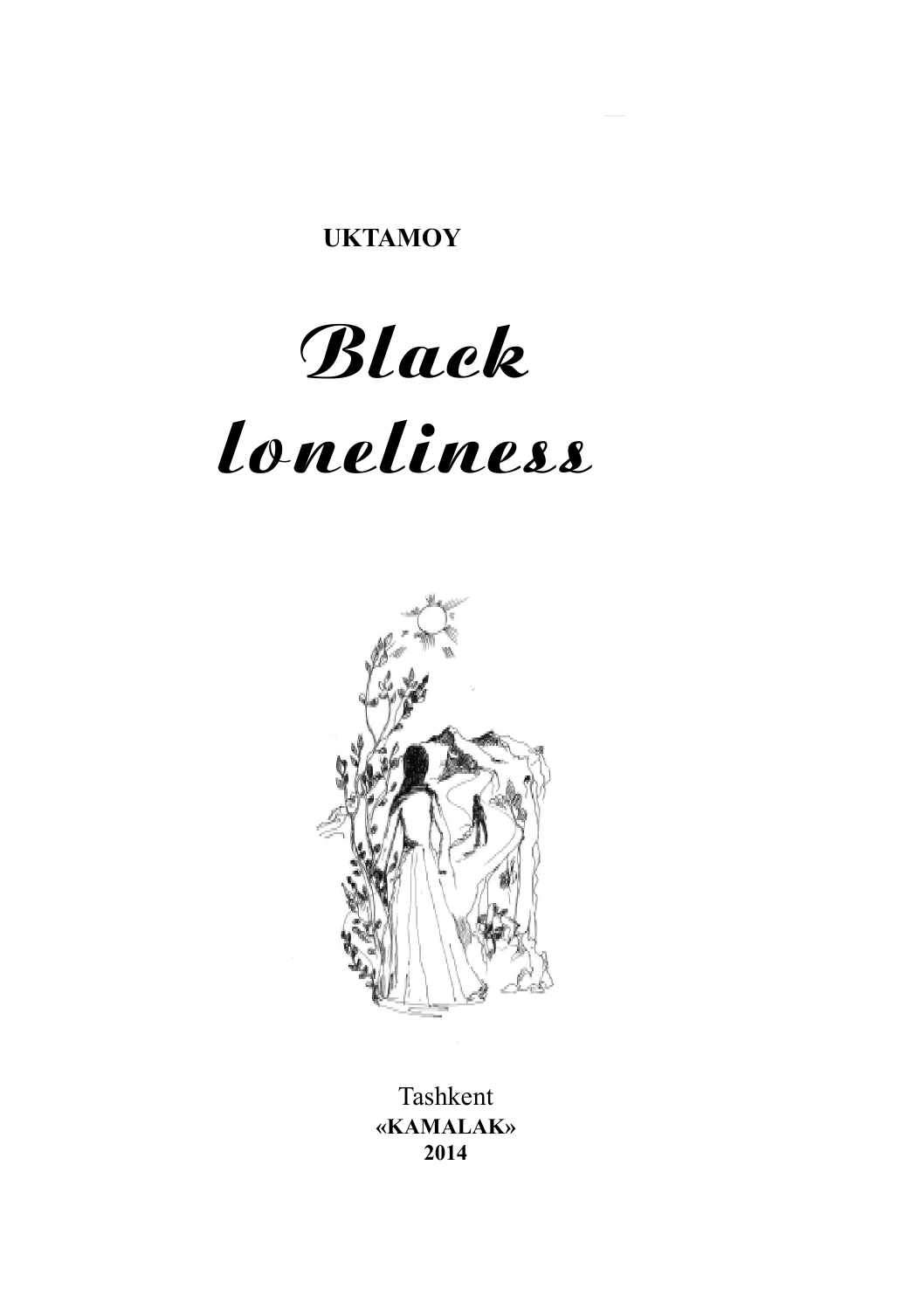**UKTAMOY**

# *Black loneliness*

Tashkent
**«KAMALAK»**
**2014**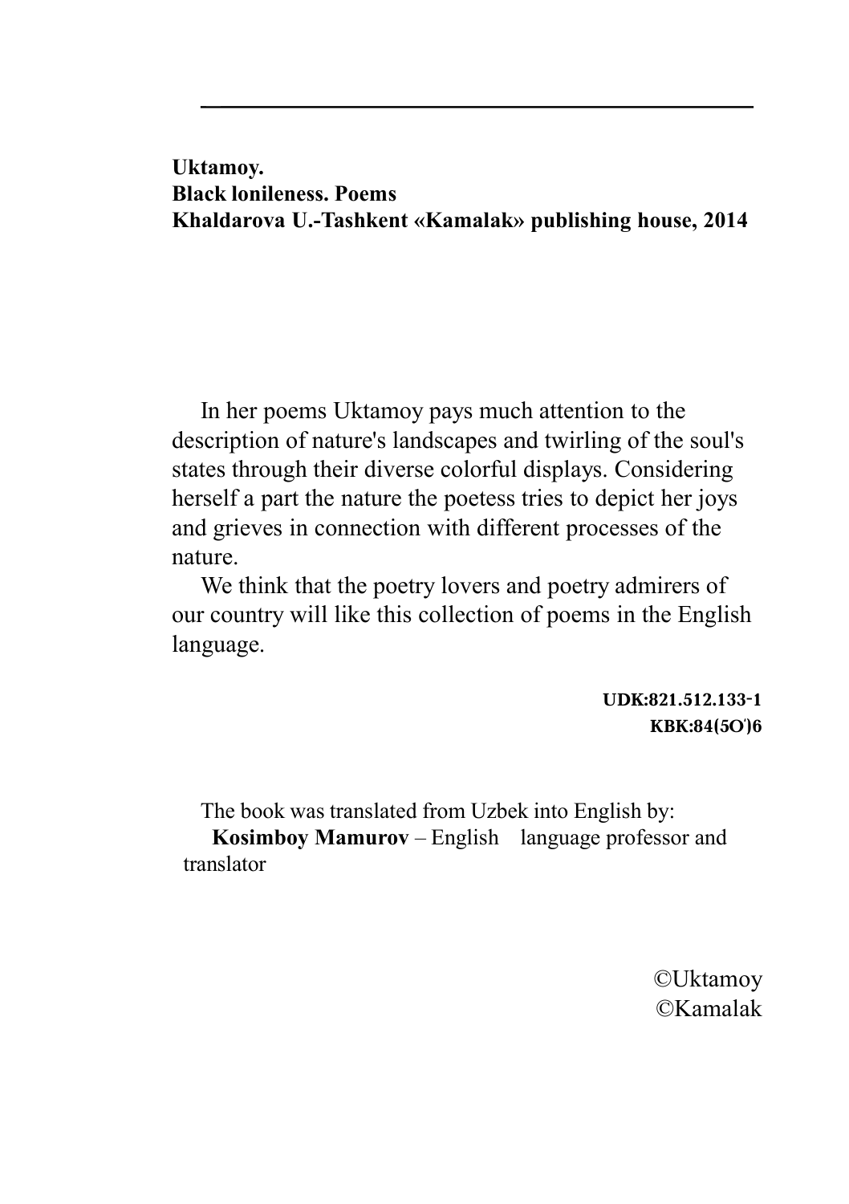---

**Uktamoy.**
**Black lonileness. Poems**
**Khaldarova U.-Tashkent «Kamalak» publishing house, 2014**

In her poems Uktamoy pays much attention to the description of nature's landscapes and twirling of the soul's states through their diverse colorful displays. Considering herself a part the nature the poetess tries to depict her joys and grieves in connection with different processes of the nature.

We think that the poetry lovers and poetry admirers of our country will like this collection of poems in the English language.

**UDK:821.512.133-1**
**KBK:84(5O')6**

The book was translated from Uzbek into English by:
**Kosimboy Mamurov** – English language professor and translator

©Uktamoy
©Kamalak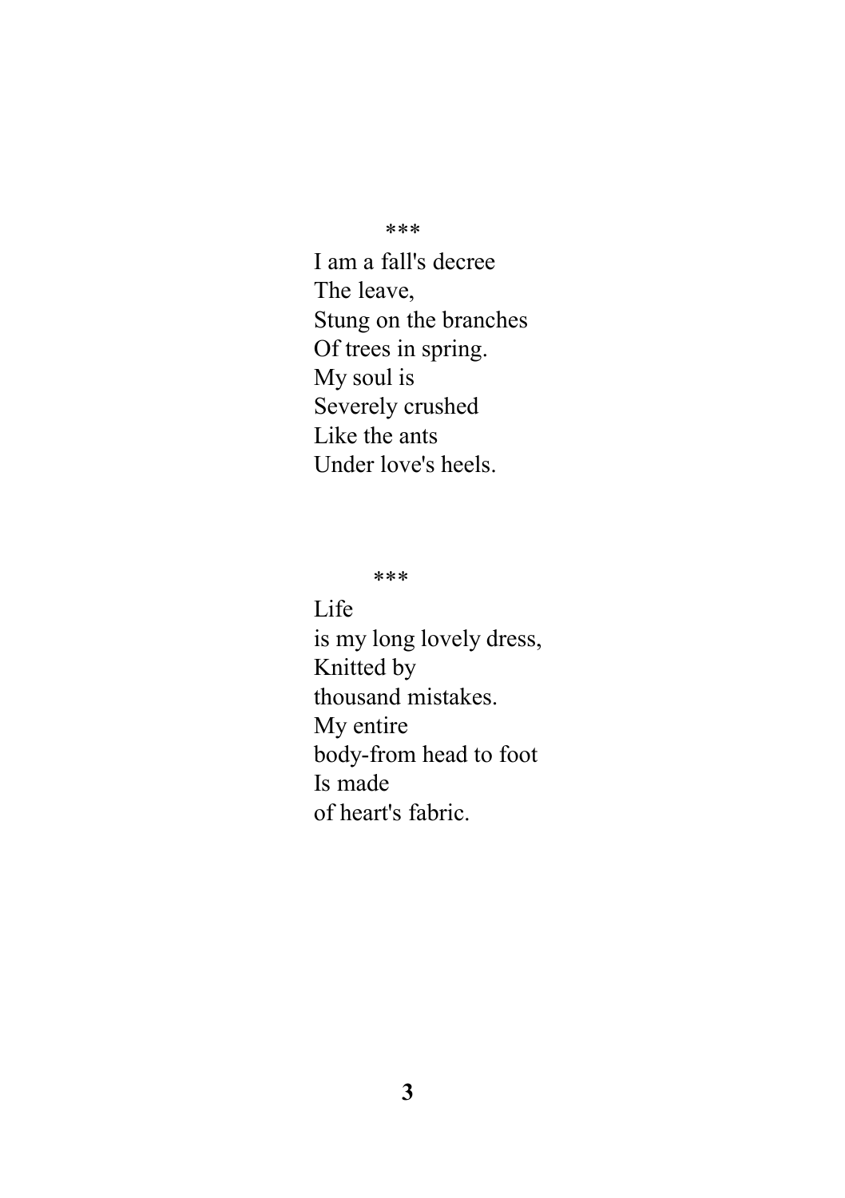\*\*\*

I am a fall's decree  
The leave,  
Stung on the branches  
Of trees in spring.  
My soul is  
Severely crushed  
Like the ants  
Under love's heels.

\*\*\*

Life  
is my long lovely dress,  
Knitted by  
thousand mistakes.  
My entire  
body-from head to foot  
Is made  
of heart's fabric.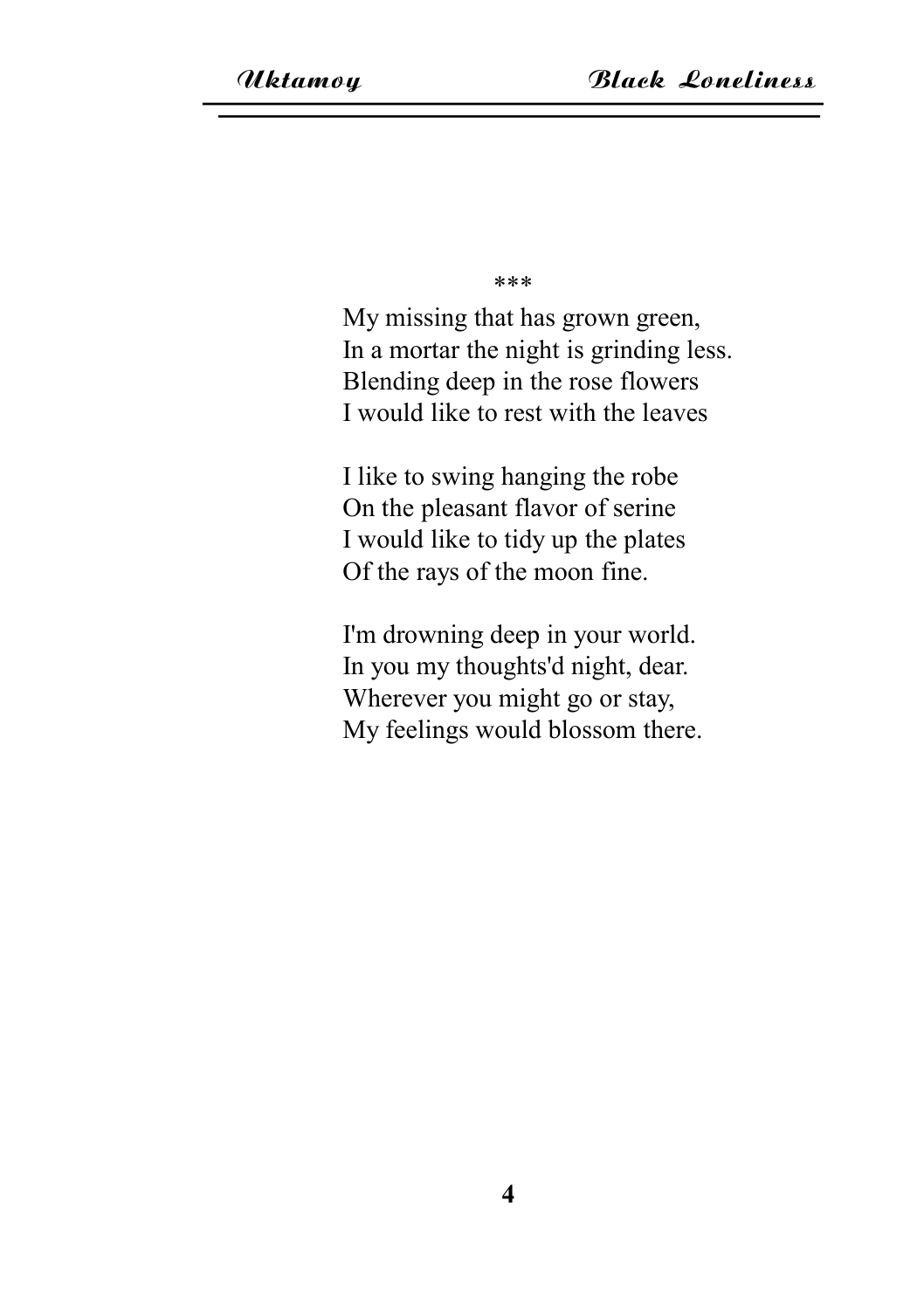\*\*\*

My missing that has grown green,  
In a mortar the night is grinding less.  
Blending deep in the rose flowers  
I would like to rest with the leaves

I like to swing hanging the robe  
On the pleasant flavor of serine  
I would like to tidy up the plates  
Of the rays of the moon fine.

I'm drowning deep in your world.  
In you my thoughts'd night, dear.  
Wherever you might go or stay,  
My feelings would blossom there.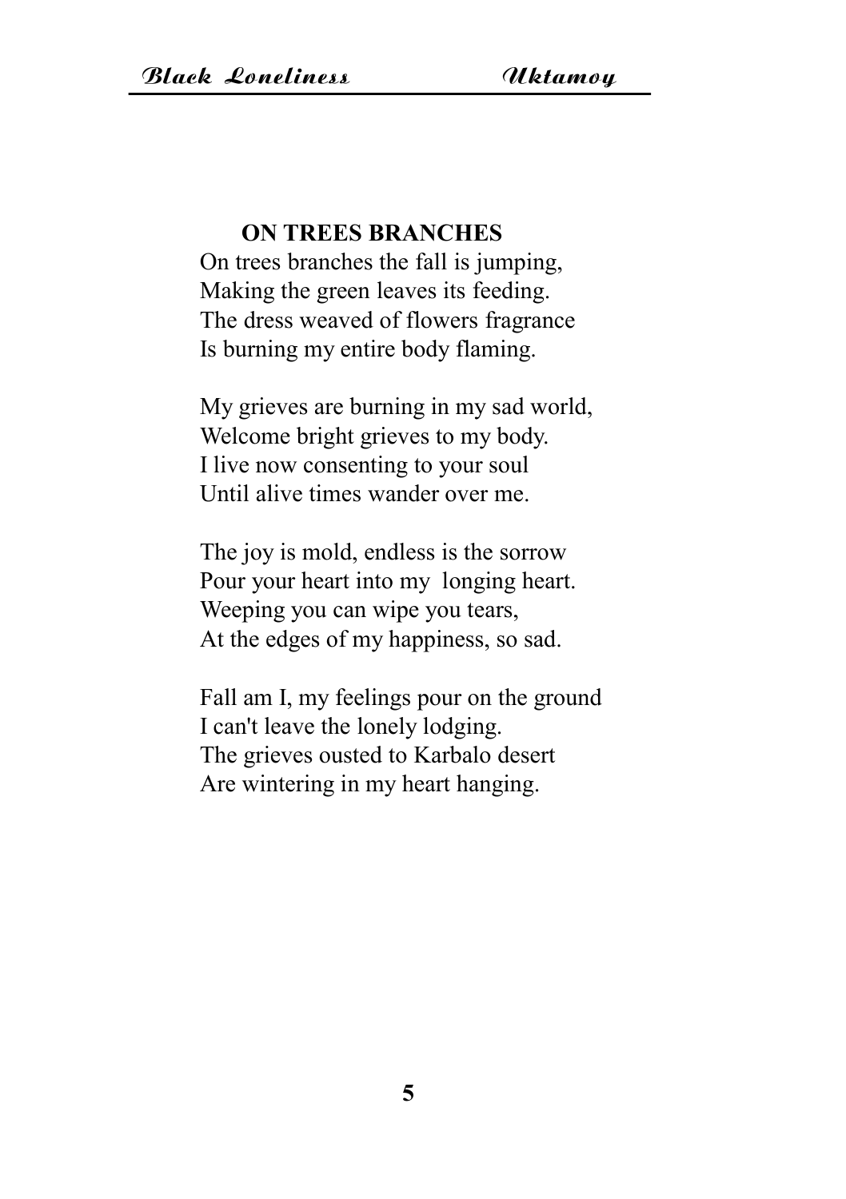## ON TREES BRANCHES

On trees branches the fall is jumping,
Making the green leaves its feeding.
The dress weaved of flowers fragrance
Is burning my entire body flaming.

My grieves are burning in my sad world,
Welcome bright grieves to my body.
I live now consenting to your soul
Until alive times wander over me.

The joy is mold, endless is the sorrow
Pour your heart into my longing heart.
Weeping you can wipe you tears,
At the edges of my happiness, so sad.

Fall am I, my feelings pour on the ground
I can't leave the lonely lodging.
The grieves ousted to Karbalo desert
Are wintering in my heart hanging.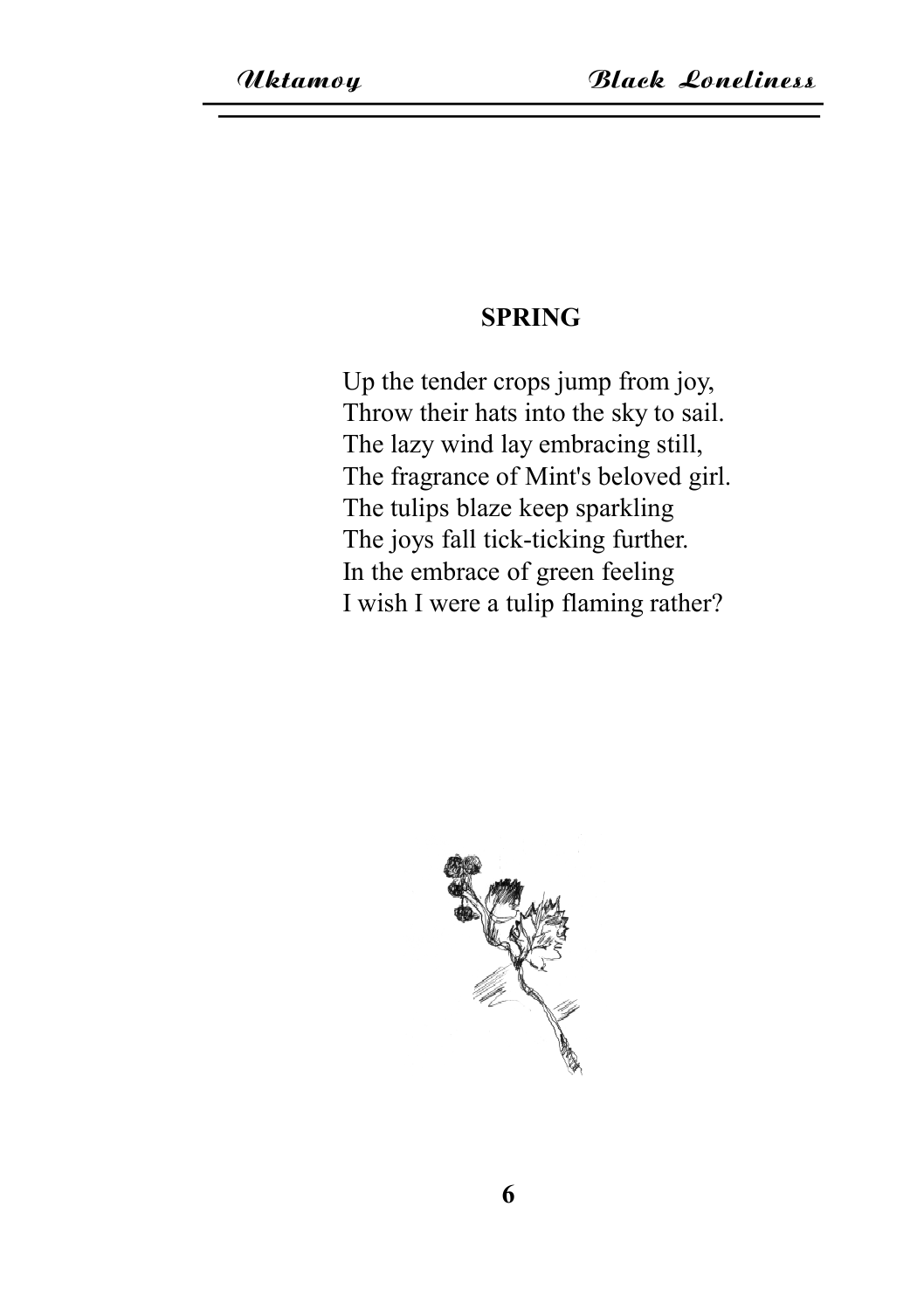## SPRING

Up the tender crops jump from joy,
Throw their hats into the sky to sail.
The lazy wind lay embracing still,
The fragrance of Mint's beloved girl.
The tulips blaze keep sparkling
The joys fall tick-ticking further.
In the embrace of green feeling
I wish I were a tulip flaming rather?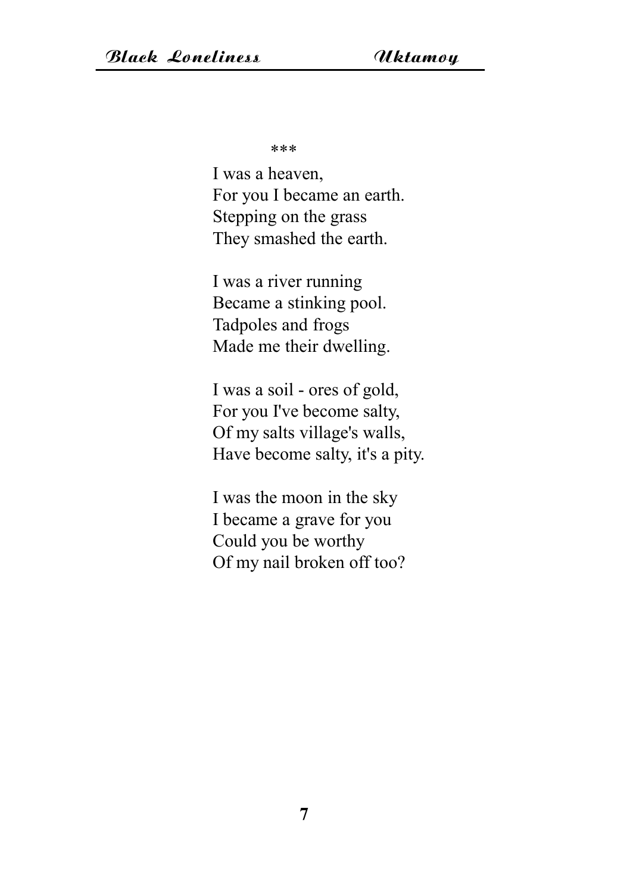***

I was a heaven,  
For you I became an earth.  
Stepping on the grass  
They smashed the earth.

I was a river running  
Became a stinking pool.  
Tadpoles and frogs  
Made me their dwelling.

I was a soil - ores of gold,  
For you I've become salty,  
Of my salts village's walls,  
Have become salty, it's a pity.

I was the moon in the sky  
I became a grave for you  
Could you be worthy  
Of my nail broken off too?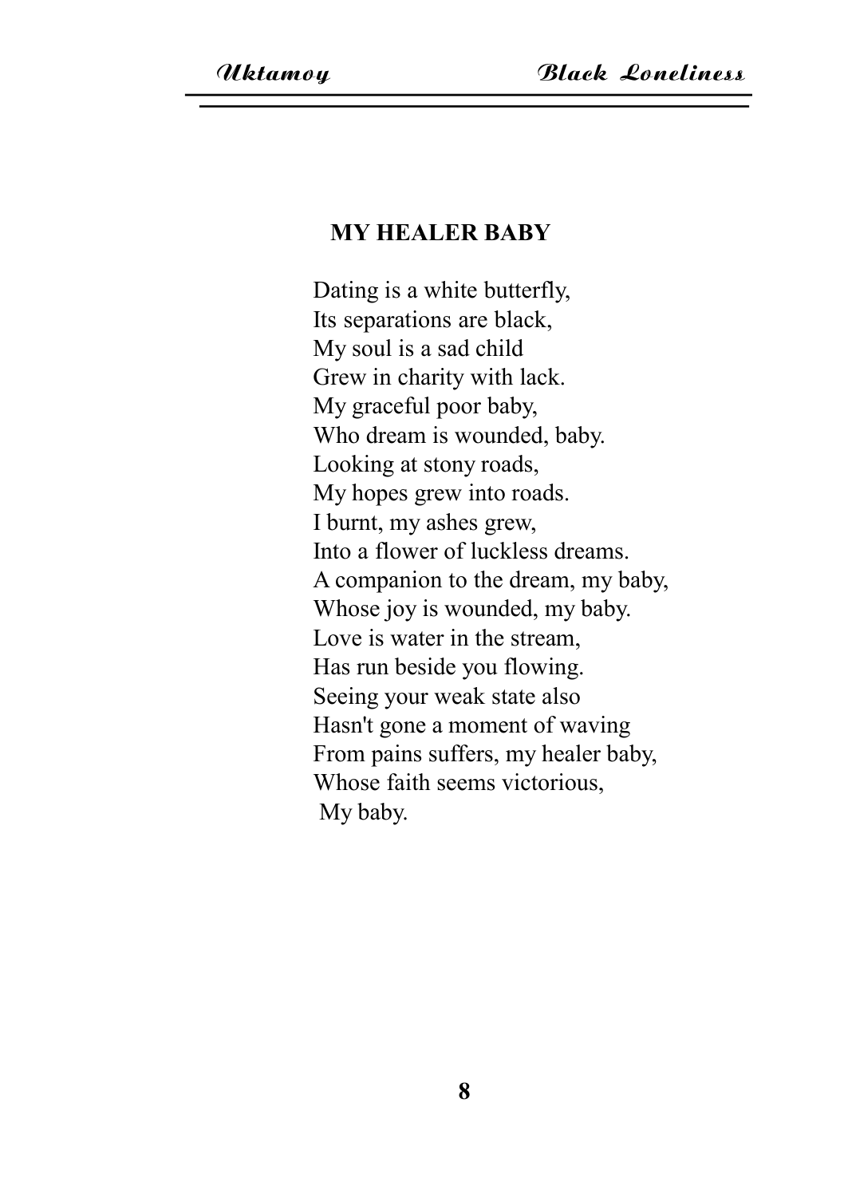## MY HEALER BABY

Dating is a white butterfly,  
Its separations are black,  
My soul is a sad child  
Grew in charity with lack.  
My graceful poor baby,  
Who dream is wounded, baby.  
Looking at stony roads,  
My hopes grew into roads.  
I burnt, my ashes grew,  
Into a flower of luckless dreams.  
A companion to the dream, my baby,  
Whose joy is wounded, my baby.  
Love is water in the stream,  
Has run beside you flowing.  
Seeing your weak state also  
Hasn't gone a moment of waving  
From pains suffers, my healer baby,  
Whose faith seems victorious,  
My baby.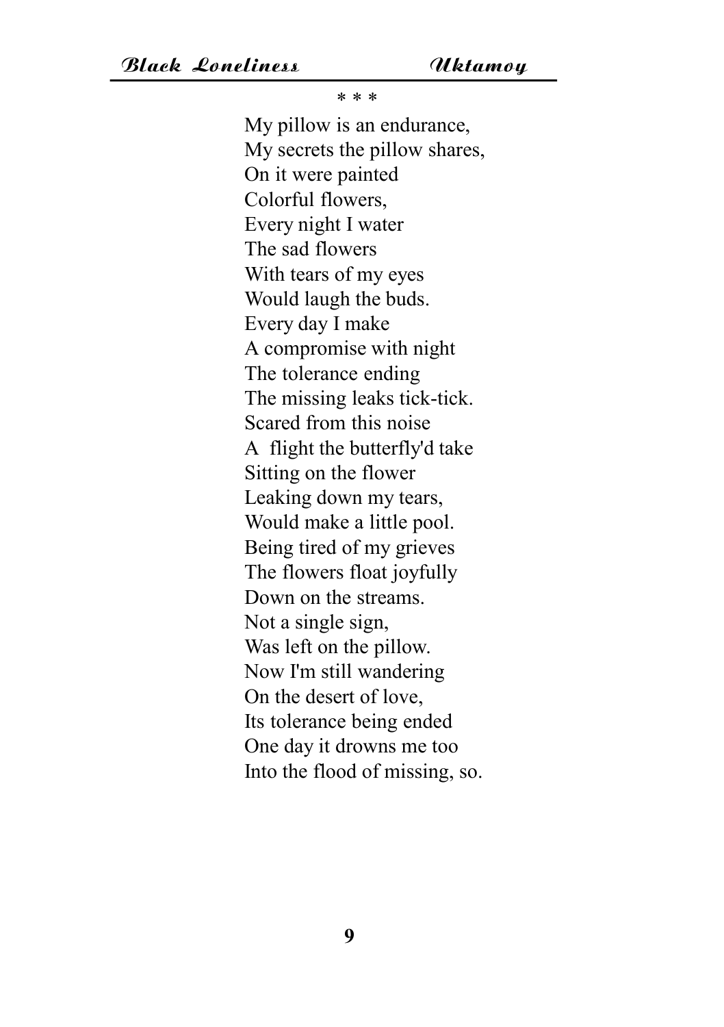\* \* \*

My pillow is an endurance,  
My secrets the pillow shares,  
On it were painted  
Colorful flowers,  
Every night I water  
The sad flowers  
With tears of my eyes  
Would laugh the buds.  
Every day I make  
A compromise with night  
The tolerance ending  
The missing leaks tick-tick.  
Scared from this noise  
A flight the butterfly'd take  
Sitting on the flower  
Leaking down my tears,  
Would make a little pool.  
Being tired of my grieves  
The flowers float joyfully  
Down on the streams.  
Not a single sign,  
Was left on the pillow.  
Now I'm still wandering  
On the desert of love,  
Its tolerance being ended  
One day it drowns me too  
Into the flood of missing, so.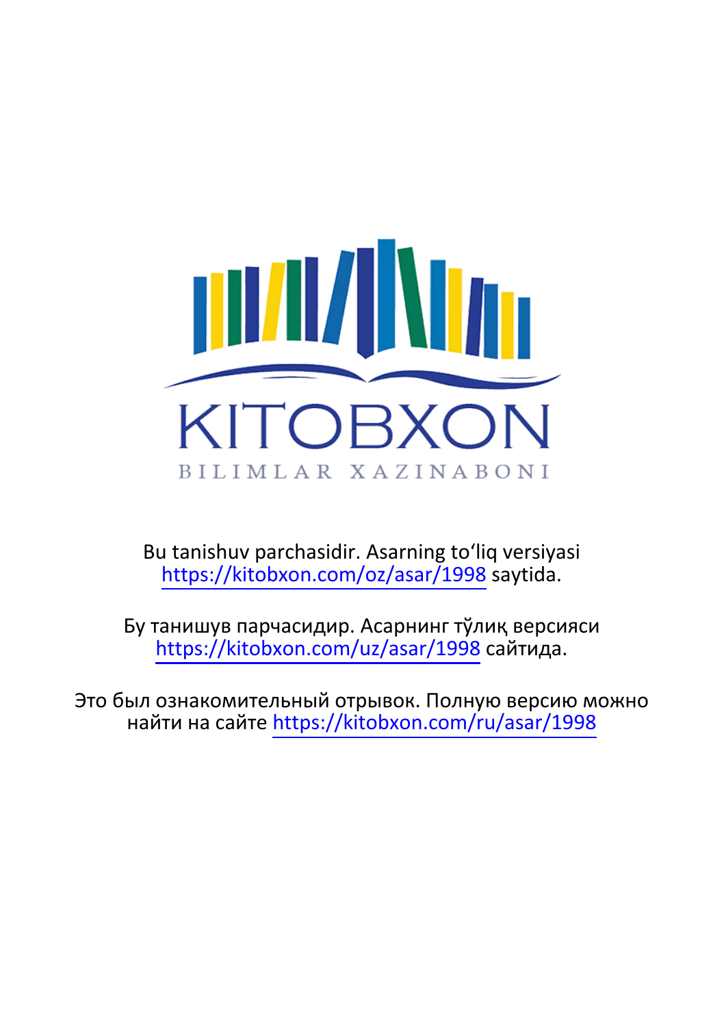KITOBXON

BILIMLAR XAZINABONI

Bu tanishuv parchasidir. Asarning to‘liq versiyasi https://kitobxon.com/oz/asar/1998 saytida.

Бу танишув парчасидир. Асарнинг тўлиқ версияси https://kitobxon.com/uz/asar/1998 сайтида.

Это был ознакомительный отрывок. Полную версию можно найти на сайте https://kitobxon.com/ru/asar/1998